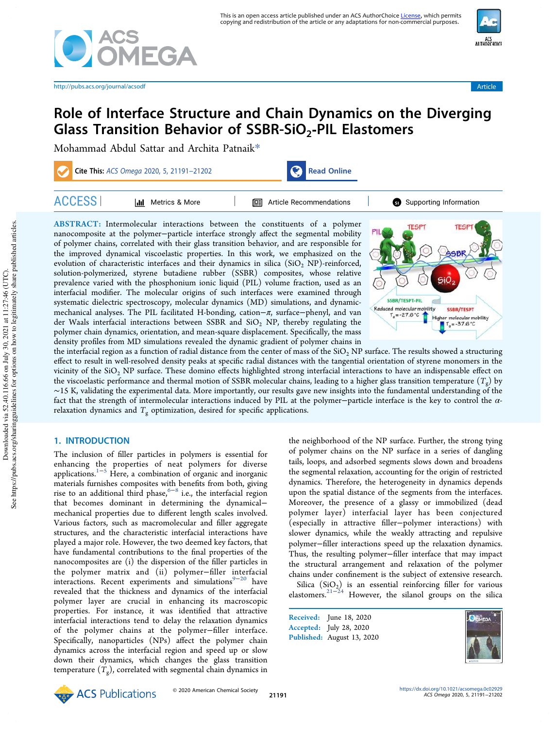# Role of Interface Structure and Chain Dynamics on the Diverging Glass Transition Behavior of SSBR-$SiO_2$-PIL Elastomers

Mohammad Abdul Sattar and Archita Patnaik*

**ABSTRACT:** Intermolecular interactions between the constituents of a polymer nanocomposite at the polymer–particle interface strongly affect the segmental mobility of polymer chains, correlated with their glass transition behavior, and are responsible for the improved dynamical viscoelastic properties. In this work, we emphasized on the evolution of characteristic interfaces and their dynamics in silica ($SiO_2$ NP)-reinforced, solution-polymerized, styrene butadiene rubber (SSBR) composites, whose relative prevalence varied with the phosphonium ionic liquid (PIL) volume fraction, used as an interfacial modifier. The molecular origins of such interfaces were examined through systematic dielectric spectroscopy, molecular dynamics (MD) simulations, and dynamic-mechanical analyses. The PIL facilitated H-bonding, cation–$\pi$, surface–phenyl, and van der Waals interfacial interactions between SSBR and $SiO_2$ NP, thereby regulating the polymer chain dynamics, orientation, and mean-square displacement. Specifically, the mass density profiles from MD simulations revealed the dynamic gradient of polymer chains in the interfacial region as a function of radial distance from the center of mass of the $SiO_2$ NP surface. The results showed a structuring effect to result in well-resolved density peaks at specific radial distances with the tangential orientation of styrene monomers in the vicinity of the $SiO_2$ NP surface. These domino effects highlighted strong interfacial interactions to have an indispensable effect on the viscoelastic performance and thermal motion of SSBR molecular chains, leading to a higher glass transition temperature ($T_g$) by ~15 K, validating the experimental data. More importantly, our results gave new insights into the fundamental understanding of the fact that the strength of intermolecular interactions induced by PIL at the polymer–particle interface is the key to control the $\alpha$-relaxation dynamics and $T_g$ optimization, desired for specific applications.

## 1. INTRODUCTION

The inclusion of filler particles in polymers is essential for enhancing the properties of neat polymers for diverse applications.[1−5] Here, a combination of organic and inorganic materials furnishes composites with benefits from both, giving rise to an additional third phase,[6−8] i.e., the interfacial region that becomes dominant in determining the dynamical–mechanical properties due to different length scales involved. Various factors, such as macromolecular and filler aggregate structures, and the characteristic interfacial interactions have played a major role. However, the two deemed key factors, that have fundamental contributions to the final properties of the nanocomposites are (i) the dispersion of the filler particles in the polymer matrix and (ii) polymer–filler interfacial interactions. Recent experiments and simulations[9−20] have revealed that the thickness and dynamics of the interfacial polymer layer are crucial in enhancing its macroscopic properties. For instance, it was identified that attractive interfacial interactions tend to delay the relaxation dynamics of the polymer chains at the polymer–filler interface. Specifically, nanoparticles (NPs) affect the polymer chain dynamics across the interfacial region and speed up or slow down their dynamics, which changes the glass transition temperature ($T_g$), correlated with segmental chain dynamics in the neighborhood of the NP surface. Further, the strong tying of polymer chains on the NP surface in a series of dangling tails, loops, and adsorbed segments slows down and broadens the segmental relaxation, accounting for the origin of restricted dynamics. Therefore, the heterogeneity in dynamics depends upon the spatial distance of the segments from the interfaces. Moreover, the presence of a glassy or immobilized (dead polymer layer) interfacial layer has been conjectured (especially in attractive filler–polymer interactions) with slower dynamics, while the weakly attracting and repulsive polymer–filler interactions speed up the relaxation dynamics. Thus, the resulting polymer–filler interface that may impact the structural arrangement and relaxation of the polymer chains under confinement is the subject of extensive research.

Silica ($SiO_2$) is an essential reinforcing filler for various elastomers.[21−24] However, the silanol groups on the silica

Received: June 18, 2020
Accepted: July 28, 2020
Published: August 13, 2020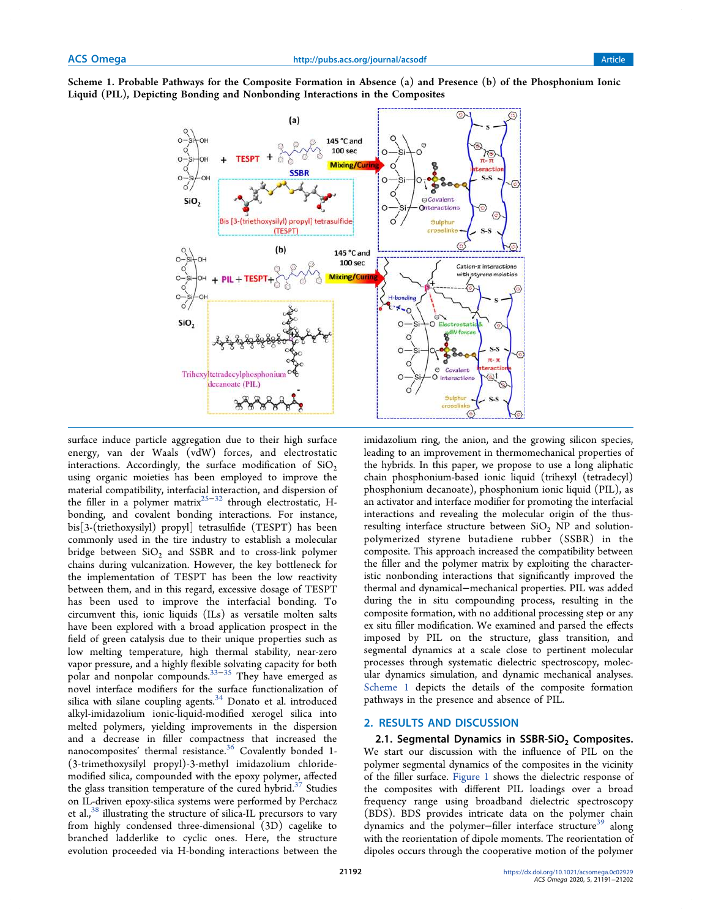**Scheme 1. Probable Pathways for the Composite Formation in Absence (a) and Presence (b) of the Phosphonium Ionic Liquid (PIL), Depicting Bonding and Nonbonding Interactions in the Composites**

surface induce particle aggregation due to their high surface energy, van der Waals (vdW) forces, and electrostatic interactions. Accordingly, the surface modification of $SiO_2$ using organic moieties has been employed to improve the material compatibility, interfacial interaction, and dispersion of the filler in a polymer matrix[25−32] through electrostatic, H-bonding, and covalent bonding interactions. For instance, bis[3-(triethoxysilyl) propyl] tetrasulfide (TESPT) has been commonly used in the tire industry to establish a molecular bridge between $SiO_2$ and SSBR and to cross-link polymer chains during vulcanization. However, the key bottleneck for the implementation of TESPT has been the low reactivity between them, and in this regard, excessive dosage of TESPT has been used to improve the interfacial bonding. To circumvent this, ionic liquids (ILs) as versatile molten salts have been explored with a broad application prospect in the field of green catalysis due to their unique properties such as low melting temperature, high thermal stability, near-zero vapor pressure, and a highly flexible solvating capacity for both polar and nonpolar compounds.[33−35] They have emerged as novel interface modifiers for the surface functionalization of silica with silane coupling agents.[34] Donato et al. introduced alkyl-imidazolium ionic-liquid-modified xerogel silica into melted polymers, yielding improvements in the dispersion and a decrease in filler compactness that increased the nanocomposites' thermal resistance.[36] Covalently bonded 1-(3-trimethoxysilyl propyl)-3-methyl imidazolium chloride-modified silica, compounded with the epoxy polymer, affected the glass transition temperature of the cured hybrid.[37] Studies on IL-driven epoxy-silica systems were performed by Perchacz et al.,[38] illustrating the structure of silica-IL precursors to vary from highly condensed three-dimensional (3D) cagelike to branched ladderlike to cyclic ones. Here, the structure evolution proceeded via H-bonding interactions between the imidazolium ring, the anion, and the growing silicon species, leading to an improvement in thermomechanical properties of the hybrids. In this paper, we propose to use a long aliphatic chain phosphonium-based ionic liquid (trihexyl (tetradecyl) phosphonium decanoate), phosphonium ionic liquid (PIL), as an activator and interface modifier for promoting the interfacial interactions and revealing the molecular origin of the thus-resulting interface structure between $SiO_2$ NP and solution-polymerized styrene butadiene rubber (SSBR) in the composite. This approach increased the compatibility between the filler and the polymer matrix by exploiting the characteristic nonbonding interactions that significantly improved the thermal and dynamical−mechanical properties. PIL was added during the in situ compounding process, resulting in the composite formation, with no additional processing step or any ex situ filler modification. We examined and parsed the effects imposed by PIL on the structure, glass transition, and segmental dynamics at a scale close to pertinent molecular processes through systematic dielectric spectroscopy, molecular dynamics simulation, and dynamic mechanical analyses. Scheme 1 depicts the details of the composite formation pathways in the presence and absence of PIL.

## 2. RESULTS AND DISCUSSION

### 2.1. Segmental Dynamics in SSBR-$SiO_2$ Composites.

We start our discussion with the influence of PIL on the polymer segmental dynamics of the composites in the vicinity of the filler surface. Figure 1 shows the dielectric response of the composites with different PIL loadings over a broad frequency range using broadband dielectric spectroscopy (BDS). BDS provides intricate data on the polymer chain dynamics and the polymer−filler interface structure[39] along with the reorientation of dipole moments. The reorientation of dipoles occurs through the cooperative motion of the polymer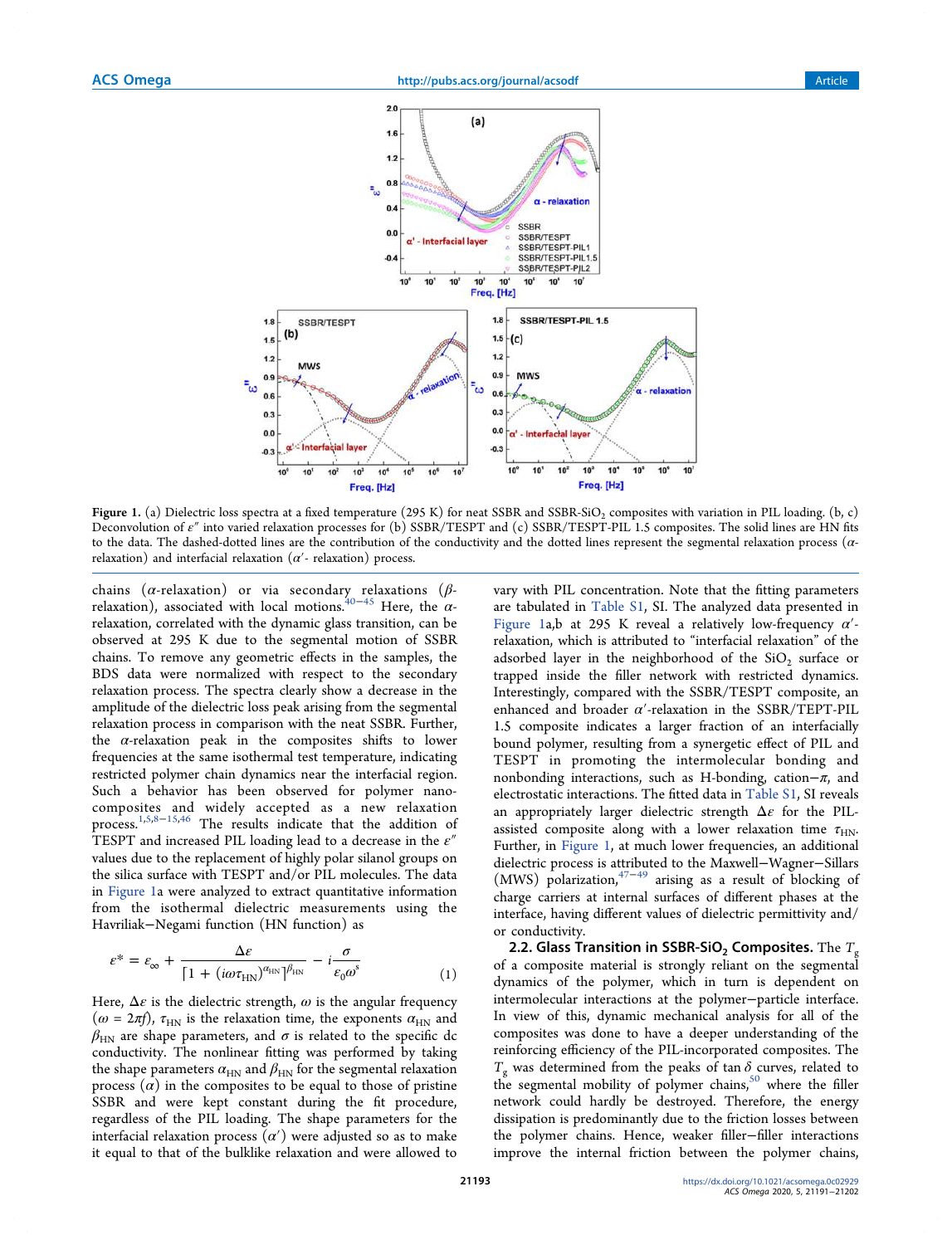Figure 1. (a) Dielectric loss spectra at a fixed temperature (295 K) for neat SSBR and SSBR-$SiO_2$ composites with variation in PIL loading. (b, c) Deconvolution of $\varepsilon''$ into varied relaxation processes for (b) SSBR/TESPT and (c) SSBR/TESPT-PIL 1.5 composites. The solid lines are HN fits to the data. The dashed-dotted lines are the contribution of the conductivity and the dotted lines represent the segmental relaxation process ($\alpha$-relaxation) and interfacial relaxation ($\alpha'$- relaxation) process.

chains ($\alpha$-relaxation) or via secondary relaxations ($\beta$-relaxation), associated with local motions.[40−45] Here, the $\alpha$-relaxation, correlated with the dynamic glass transition, can be observed at 295 K due to the segmental motion of SSBR chains. To remove any geometric effects in the samples, the BDS data were normalized with respect to the secondary relaxation process. The spectra clearly show a decrease in the amplitude of the dielectric loss peak arising from the segmental relaxation process in comparison with the neat SSBR. Further, the $\alpha$-relaxation peak in the composites shifts to lower frequencies at the same isothermal test temperature, indicating restricted polymer chain dynamics near the interfacial region. Such a behavior has been observed for polymer nanocomposites and widely accepted as a new relaxation process.[1,5,8−15,46] The results indicate that the addition of TESPT and increased PIL loading lead to a decrease in the $\varepsilon''$ values due to the replacement of highly polar silanol groups on the silica surface with TESPT and/or PIL molecules. The data in Figure 1a were analyzed to extract quantitative information from the isothermal dielectric measurements using the Havriliak−Negami function (HN function) as

$$\varepsilon^* = \varepsilon_\infty + \frac{\Delta\varepsilon}{[1 + (i\omega\tau_{HN})^{\alpha_{HN}}]^{\beta_{HN}}} - i\frac{\sigma}{\varepsilon_0\omega^s} \quad (1)$$

Here, $\Delta\varepsilon$ is the dielectric strength, $\omega$ is the angular frequency ($\omega = 2\pi f$), $\tau_{HN}$ is the relaxation time, the exponents $\alpha_{HN}$ and $\beta_{HN}$ are shape parameters, and $\sigma$ is related to the specific dc conductivity. The nonlinear fitting was performed by taking the shape parameters $\alpha_{HN}$ and $\beta_{HN}$ for the segmental relaxation process ($\alpha$) in the composites to be equal to those of pristine SSBR and were kept constant during the fit procedure, regardless of the PIL loading. The shape parameters for the interfacial relaxation process ($\alpha'$) were adjusted so as to make it equal to that of the bulklike relaxation and were allowed to vary with PIL concentration. Note that the fitting parameters are tabulated in Table S1, SI. The analyzed data presented in Figure 1a,b at 295 K reveal a relatively low-frequency $\alpha'$-relaxation, which is attributed to "interfacial relaxation" of the adsorbed layer in the neighborhood of the $SiO_2$ surface or trapped inside the filler network with restricted dynamics. Interestingly, compared with the SSBR/TESPT composite, an enhanced and broader $\alpha'$-relaxation in the SSBR/TEPT-PIL 1.5 composite indicates a larger fraction of an interfacially bound polymer, resulting from a synergetic effect of PIL and TESPT in promoting the intermolecular bonding and nonbonding interactions, such as H-bonding, cation−$\pi$, and electrostatic interactions. The fitted data in Table S1, SI reveals an appropriately larger dielectric strength $\Delta\varepsilon$ for the PIL-assisted composite along with a lower relaxation time $\tau_{HN}$. Further, in Figure 1, at much lower frequencies, an additional dielectric process is attributed to the Maxwell−Wagner−Sillars (MWS) polarization,[47−49] arising as a result of blocking of charge carriers at internal surfaces of different phases at the interface, having different values of dielectric permittivity and/or conductivity.

### 2.2. Glass Transition in SSBR-$SiO_2$ Composites.

The $T_g$ of a composite material is strongly reliant on the segmental dynamics of the polymer, which in turn is dependent on intermolecular interactions at the polymer−particle interface. In view of this, dynamic mechanical analysis for all of the composites was done to have a deeper understanding of the reinforcing efficiency of the PIL-incorporated composites. The $T_g$ was determined from the peaks of tan $\delta$ curves, related to the segmental mobility of polymer chains,[50] where the filler network could hardly be destroyed. Therefore, the energy dissipation is predominantly due to the friction losses between the polymer chains. Hence, weaker filler−filler interactions improve the internal friction between the polymer chains,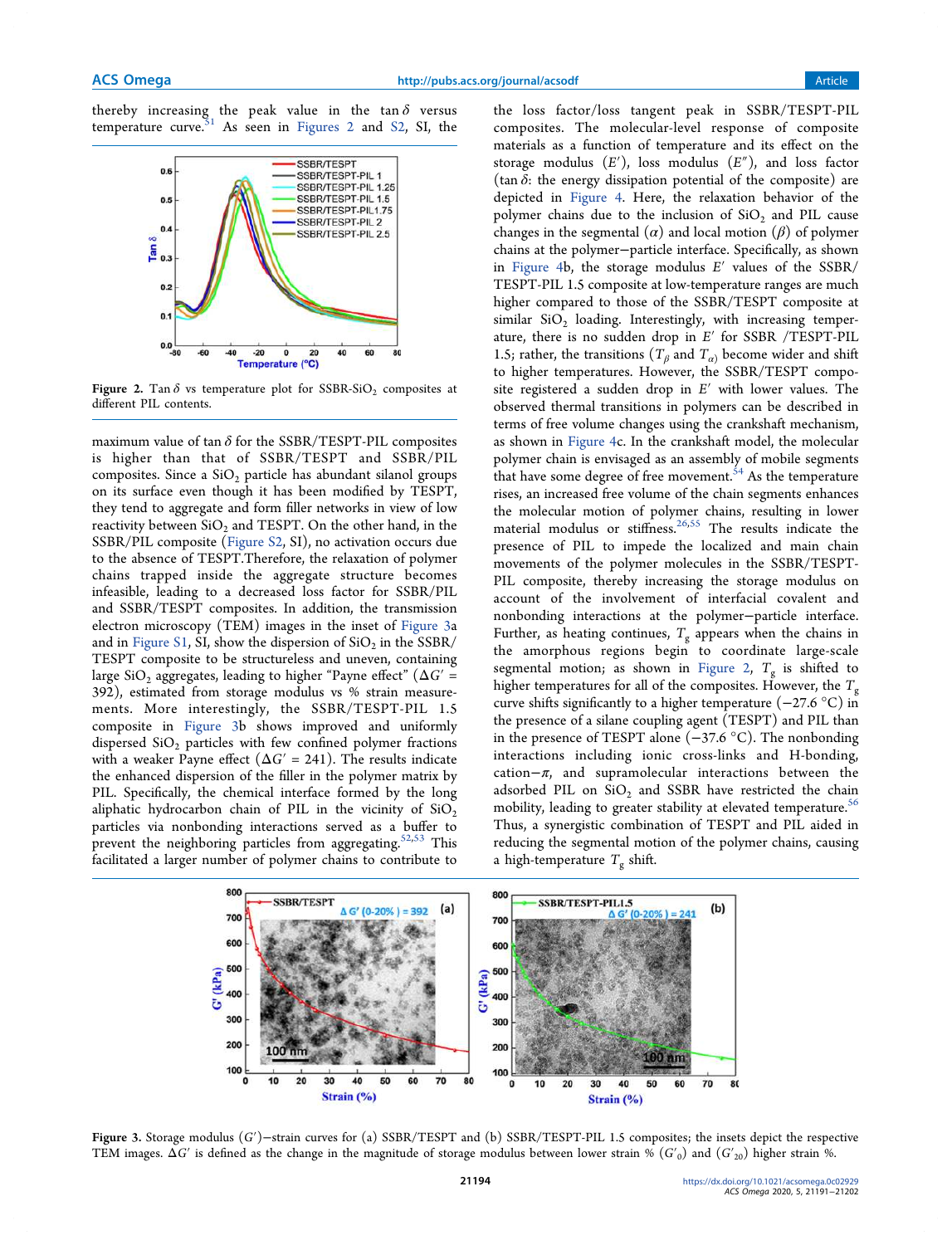thereby increasing the peak value in the tan $\delta$ versus temperature curve.[51] As seen in Figures 2 and S2, SI, the maximum value of tan $\delta$ for the SSBR/TESPT-PIL composites is higher than that of SSBR/TESPT and SSBR/PIL composites. Since a $SiO_2$ particle has abundant silanol groups on its surface even though it has been modified by TESPT, they tend to aggregate and form filler networks in view of low reactivity between $SiO_2$ and TESPT. On the other hand, in the SSBR/PIL composite (Figure S2, SI), no activation occurs due to the absence of TESPT.Therefore, the relaxation of polymer chains trapped inside the aggregate structure becomes infeasible, leading to a decreased loss factor for SSBR/PIL and SSBR/TESPT composites. In addition, the transmission electron microscopy (TEM) images in the inset of Figure 3a and in Figure S1, SI, show the dispersion of $SiO_2$ in the SSBR/TESPT composite to be structureless and uneven, containing large $SiO_2$ aggregates, leading to higher "Payne effect" ($\Delta G'$ = 392), estimated from storage modulus vs % strain measurements. More interestingly, the SSBR/TESPT-PIL 1.5 composite in Figure 3b shows improved and uniformly dispersed $SiO_2$ particles with few confined polymer fractions with a weaker Payne effect ($\Delta G'$ = 241). The results indicate the enhanced dispersion of the filler in the polymer matrix by PIL. Specifically, the chemical interface formed by the long aliphatic hydrocarbon chain of PIL in the vicinity of $SiO_2$ particles via nonbonding interactions served as a buffer to prevent the neighboring particles from aggregating.[52,53] This facilitated a larger number of polymer chains to contribute to

Figure 2. Tan $\delta$ vs temperature plot for SSBR-$SiO_2$ composites at different PIL contents.

the loss factor/loss tangent peak in SSBR/TESPT-PIL composites. The molecular-level response of composite materials as a function of temperature and its effect on the storage modulus ($E'$), loss modulus ($E''$), and loss factor (tan $\delta$: the energy dissipation potential of the composite) are depicted in Figure 4. Here, the relaxation behavior of the polymer chains due to the inclusion of $SiO_2$ and PIL cause changes in the segmental ($\alpha$) and local motion ($\beta$) of polymer chains at the polymer−particle interface. Specifically, as shown in Figure 4b, the storage modulus $E'$ values of the SSBR/TESPT-PIL 1.5 composite at low-temperature ranges are much higher compared to those of the SSBR/TESPT composite at similar $SiO_2$ loading. Interestingly, with increasing temperature, there is no sudden drop in $E'$ for SSBR /TESPT-PIL 1.5; rather, the transitions ($T_\beta$ and $T_\alpha$) become wider and shift to higher temperatures. However, the SSBR/TESPT composite registered a sudden drop in $E'$ with lower values. The observed thermal transitions in polymers can be described in terms of free volume changes using the crankshaft mechanism, as shown in Figure 4c. In the crankshaft model, the molecular polymer chain is envisaged as an assembly of mobile segments that have some degree of free movement.[54] As the temperature rises, an increased free volume of the chain segments enhances the molecular motion of polymer chains, resulting in lower material modulus or stiffness.[26,55] The results indicate the presence of PIL to impede the localized and main chain movements of the polymer molecules in the SSBR/TESPT-PIL composite, thereby increasing the storage modulus on account of the involvement of interfacial covalent and nonbonding interactions at the polymer−particle interface. Further, as heating continues, $T_g$ appears when the chains in the amorphous regions begin to coordinate large-scale segmental motion; as shown in Figure 2, $T_g$ is shifted to higher temperatures for all of the composites. However, the $T_g$ curve shifts significantly to a higher temperature (−27.6 °C) in the presence of a silane coupling agent (TESPT) and PIL than in the presence of TESPT alone (−37.6 °C). The nonbonding interactions including ionic cross-links and H-bonding, cation−$\pi$, and supramolecular interactions between the adsorbed PIL on $SiO_2$ and SSBR have restricted the chain mobility, leading to greater stability at elevated temperature.[56] Thus, a synergistic combination of TESPT and PIL aided in reducing the segmental motion of the polymer chains, causing a high-temperature $T_g$ shift.

Figure 3. Storage modulus ($G'$)−strain curves for (a) SSBR/TESPT and (b) SSBR/TESPT-PIL 1.5 composites; the insets depict the respective TEM images. $\Delta G'$ is defined as the change in the magnitude of storage modulus between lower strain % ($G'_0$) and ($G'_{20}$) higher strain %.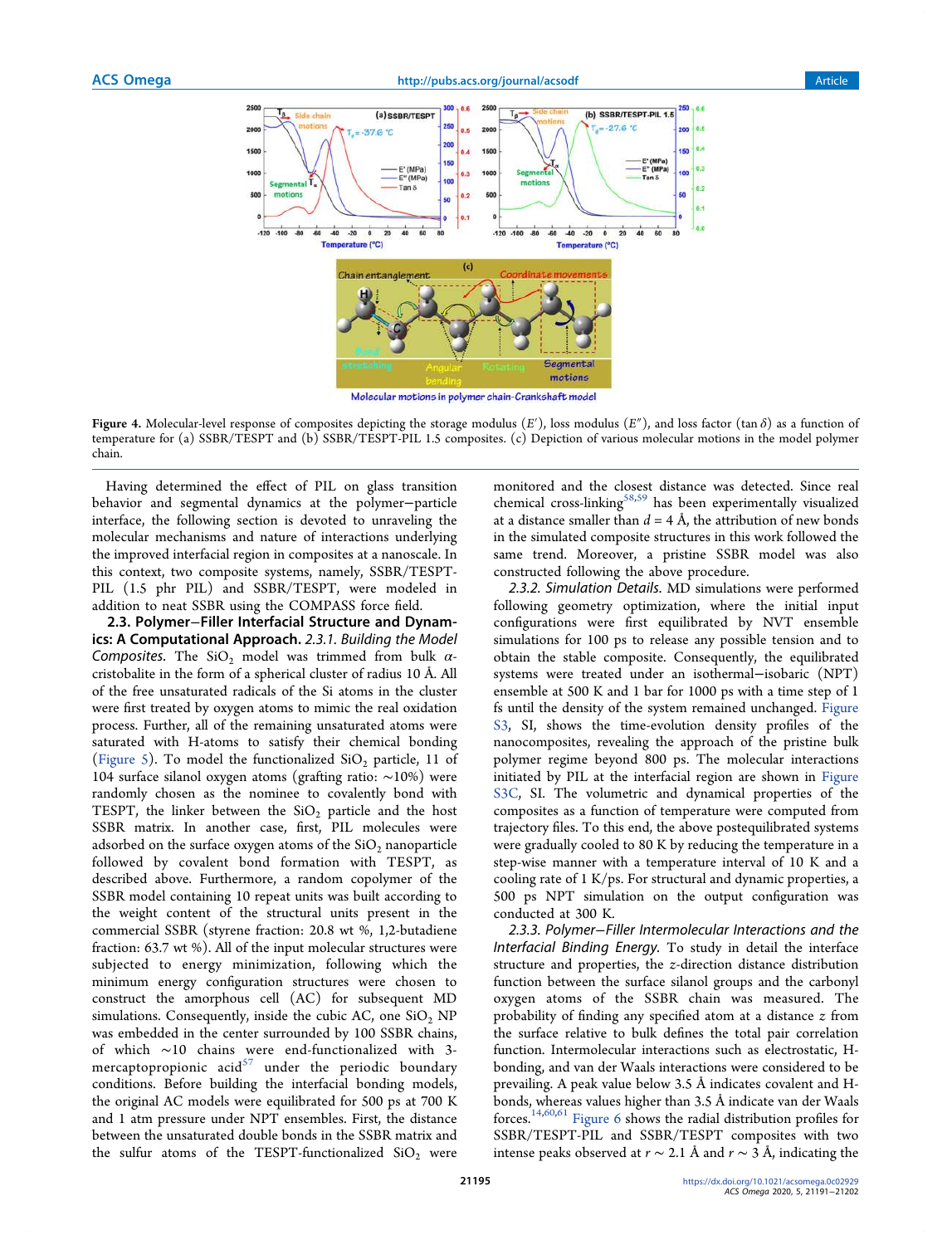**Figure 4.** Molecular-level response of composites depicting the storage modulus ($E'$), loss modulus ($E''$), and loss factor (tan $\delta$) as a function of temperature for (a) SSBR/TESPT and (b) SSBR/TESPT-PIL 1.5 composites. (c) Depiction of various molecular motions in the model polymer chain.

Having determined the effect of PIL on glass transition behavior and segmental dynamics at the polymer−particle interface, the following section is devoted to unraveling the molecular mechanisms and nature of interactions underlying the improved interfacial region in composites at a nanoscale. In this context, two composite systems, namely, SSBR/TESPT-PIL (1.5 phr PIL) and SSBR/TESPT, were modeled in addition to neat SSBR using the COMPASS force field.

### 2.3. Polymer−Filler Interfacial Structure and Dynamics: A Computational Approach.

*2.3.1. Building the Model Composites.* The $SiO_2$ model was trimmed from bulk $\alpha$-cristobalite in the form of a spherical cluster of radius 10 Å. All of the free unsaturated radicals of the Si atoms in the cluster were first treated by oxygen atoms to mimic the real oxidation process. Further, all of the remaining unsaturated atoms were saturated with H-atoms to satisfy their chemical bonding (Figure 5). To model the functionalized $SiO_2$ particle, 11 of 104 surface silanol oxygen atoms (grafting ratio: ~10%) were randomly chosen as the nominee to covalently bond with TESPT, the linker between the $SiO_2$ particle and the host SSBR matrix. In another case, first, PIL molecules were adsorbed on the surface oxygen atoms of the $SiO_2$ nanoparticle followed by covalent bond formation with TESPT, as described above. Furthermore, a random copolymer of the SSBR model containing 10 repeat units was built according to the weight content of the structural units present in the commercial SSBR (styrene fraction: 20.8 wt %, 1,2-butadiene fraction: 63.7 wt %). All of the input molecular structures were subjected to energy minimization, following which the minimum energy configuration structures were chosen to construct the amorphous cell (AC) for subsequent MD simulations. Consequently, inside the cubic AC, one $SiO_2$ NP was embedded in the center surrounded by 100 SSBR chains, of which ~10 chains were end-functionalized with 3-mercaptopropionic acid[57] under the periodic boundary conditions. Before building the interfacial bonding models, the original AC models were equilibrated for 500 ps at 700 K and 1 atm pressure under NPT ensembles. First, the distance between the unsaturated double bonds in the SSBR matrix and the sulfur atoms of the TESPT-functionalized $SiO_2$ were monitored and the closest distance was detected. Since real chemical cross-linking[58,59] has been experimentally visualized at a distance smaller than $d$ = 4 Å, the attribution of new bonds in the simulated composite structures in this work followed the same trend. Moreover, a pristine SSBR model was also constructed following the above procedure.

*2.3.2. Simulation Details.* MD simulations were performed following geometry optimization, where the initial input configurations were first equilibrated by NVT ensemble simulations for 100 ps to release any possible tension and to obtain the stable composite. Consequently, the equilibrated systems were treated under an isothermal−isobaric (NPT) ensemble at 500 K and 1 bar for 1000 ps with a time step of 1 fs until the density of the system remained unchanged. Figure S3, SI, shows the time-evolution density profiles of the nanocomposites, revealing the approach of the pristine bulk polymer regime beyond 800 ps. The molecular interactions initiated by PIL at the interfacial region are shown in Figure S3C, SI. The volumetric and dynamical properties of the composites as a function of temperature were computed from trajectory files. To this end, the above postequilibrated systems were gradually cooled to 80 K by reducing the temperature in a step-wise manner with a temperature interval of 10 K and a cooling rate of 1 K/ps. For structural and dynamic properties, a 500 ps NPT simulation on the output configuration was conducted at 300 K.

*2.3.3. Polymer−Filler Intermolecular Interactions and the Interfacial Binding Energy.* To study in detail the interface structure and properties, the $z$-direction distance distribution function between the surface silanol groups and the carbonyl oxygen atoms of the SSBR chain was measured. The probability of finding any specified atom at a distance $z$ from the surface relative to bulk defines the total pair correlation function. Intermolecular interactions such as electrostatic, H-bonding, and van der Waals interactions were considered to be prevailing. A peak value below 3.5 Å indicates covalent and H-bonds, whereas values higher than 3.5 Å indicate van der Waals forces.[14,60,61] Figure 6 shows the radial distribution profiles for SSBR/TESPT-PIL and SSBR/TESPT composites with two intense peaks observed at $r$ ~ 2.1 Å and $r$ ~ 3 Å, indicating the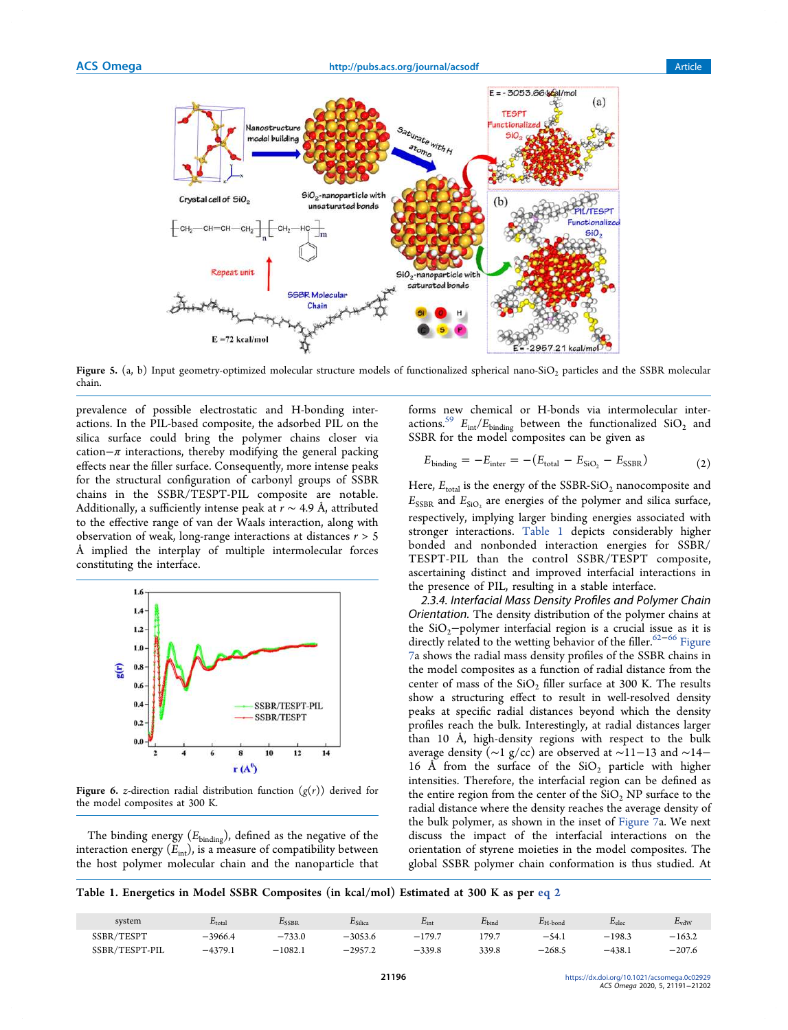Figure 5. (a, b) Input geometry-optimized molecular structure models of functionalized spherical nano-$SiO_2$ particles and the SSBR molecular chain.

prevalence of possible electrostatic and H-bonding interactions. In the PIL-based composite, the adsorbed PIL on the silica surface could bring the polymer chains closer via cation−π interactions, thereby modifying the general packing effects near the filler surface. Consequently, more intense peaks for the structural configuration of carbonyl groups of SSBR chains in the SSBR/TESPT-PIL composite are notable. Additionally, a sufficiently intense peak at $r \sim 4.9$ Å, attributed to the effective range of van der Waals interaction, along with observation of weak, long-range interactions at distances $r > 5$ Å implied the interplay of multiple intermolecular forces constituting the interface.

Figure 6. z-direction radial distribution function ($g(r)$) derived for the model composites at 300 K.

The binding energy ($E_{binding}$), defined as the negative of the interaction energy ($E_{int}$), is a measure of compatibility between the host polymer molecular chain and the nanoparticle that forms new chemical or H-bonds via intermolecular interactions.[59] $E_{int}/E_{binding}$ between the functionalized $SiO_2$ and SSBR for the model composites can be given as

$$E_{binding} = -E_{inter} = -(E_{total} - E_{SiO_2} - E_{SSBR}) \tag{2}$$

Here, $E_{total}$ is the energy of the SSBR-$SiO_2$ nanocomposite and $E_{SSBR}$ and $E_{SiO_2}$ are energies of the polymer and silica surface, respectively, implying larger binding energies associated with stronger interactions. Table 1 depicts considerably higher bonded and nonbonded interaction energies for SSBR/TESPT-PIL than the control SSBR/TESPT composite, ascertaining distinct and improved interfacial interactions in the presence of PIL, resulting in a stable interface.

#### 2.3.4. Interfacial Mass Density Profiles and Polymer Chain Orientation.

The density distribution of the polymer chains at the $SiO_2$−polymer interfacial region is a crucial issue as it is directly related to the wetting behavior of the filler.[62−66] Figure 7a shows the radial mass density profiles of the SSBR chains in the model composites as a function of radial distance from the center of mass of the $SiO_2$ filler surface at 300 K. The results show a structuring effect to result in well-resolved density peaks at specific radial distances beyond which the density profiles reach the bulk. Interestingly, at radial distances larger than 10 Å, high-density regions with respect to the bulk average density (~1 g/cc) are observed at ~11−13 and ~14−16 Å from the surface of the $SiO_2$ particle with higher intensities. Therefore, the interfacial region can be defined as the entire region from the center of the $SiO_2$ NP surface to the radial distance where the density reaches the average density of the bulk polymer, as shown in the inset of Figure 7a. We next discuss the impact of the interfacial interactions on the orientation of styrene moieties in the model composites. The global SSBR polymer chain conformation is thus studied. At

Table 1. Energetics in Model SSBR Composites (in kcal/mol) Estimated at 300 K as per eq 2

| system | $E_{total}$ | $E_{SSBR}$ | $E_{Silica}$ | $E_{int}$ | $E_{bind}$ | $E_{H\text{-}bond}$ | $E_{elec}$ | $E_{vdW}$ |
|---|---|---|---|---|---|---|---|---|
| SSBR/TESPT | −3966.4 | −733.0 | −3053.6 | −179.7 | 179.7 | −54.1 | −198.3 | −163.2 |
| SSBR/TESPT-PIL | −4379.1 | −1082.1 | −2957.2 | −339.8 | 339.8 | −268.5 | −438.1 | −207.6 |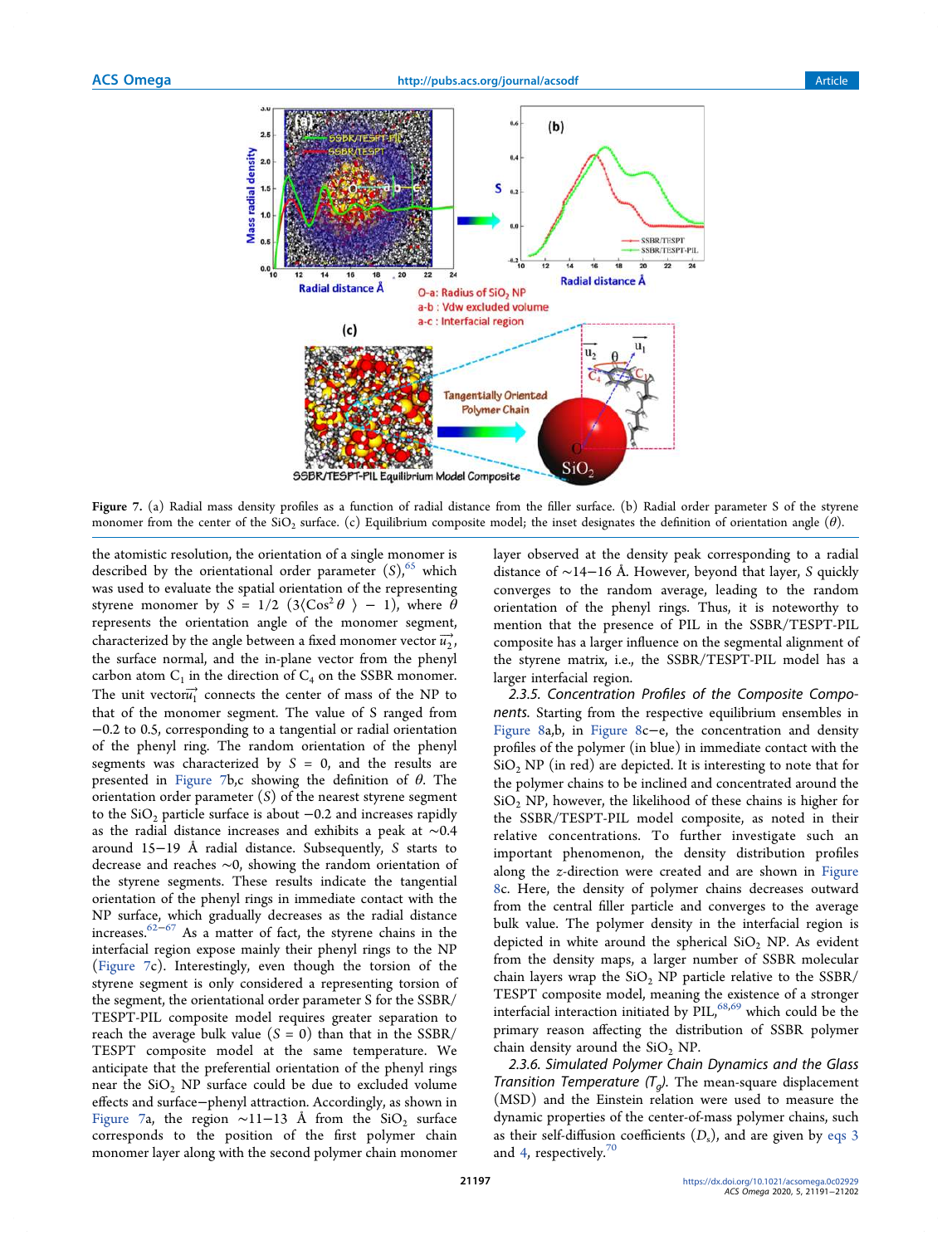Figure 7. (a) Radial mass density profiles as a function of radial distance from the filler surface. (b) Radial order parameter S of the styrene monomer from the center of the $SiO_2$ surface. (c) Equilibrium composite model; the inset designates the definition of orientation angle ($\theta$).

the atomistic resolution, the orientation of a single monomer is described by the orientational order parameter ($S$),[65] which was used to evaluate the spatial orientation of the representing styrene monomer by $S = 1/2\ (3\langle \mathrm{Cos}^2\theta \rangle - 1)$, where $\theta$ represents the orientation angle of the monomer segment, characterized by the angle between a fixed monomer vector $\vec{u_2}$, the surface normal, and the in-plane vector from the phenyl carbon atom $C_1$ in the direction of $C_4$ on the SSBR monomer. The unit vector $\vec{u_1}$ connects the center of mass of the NP to that of the monomer segment. The value of S ranged from −0.2 to 0.5, corresponding to a tangential or radial orientation of the phenyl ring. The random orientation of the phenyl segments was characterized by $S = 0$, and the results are presented in Figure 7b,c showing the definition of $\theta$. The orientation order parameter ($S$) of the nearest styrene segment to the $SiO_2$ particle surface is about −0.2 and increases rapidly as the radial distance increases and exhibits a peak at ∼0.4 around 15−19 Å radial distance. Subsequently, $S$ starts to decrease and reaches ∼0, showing the random orientation of the styrene segments. These results indicate the tangential orientation of the phenyl rings in immediate contact with the NP surface, which gradually decreases as the radial distance increases.[62−67] As a matter of fact, the styrene chains in the interfacial region expose mainly their phenyl rings to the NP (Figure 7c). Interestingly, even though the torsion of the styrene segment is only considered a representing torsion of the segment, the orientational order parameter S for the SSBR/TESPT-PIL composite model requires greater separation to reach the average bulk value ($S = 0$) than that in the SSBR/TESPT composite model at the same temperature. We anticipate that the preferential orientation of the phenyl rings near the $SiO_2$ NP surface could be due to excluded volume effects and surface−phenyl attraction. Accordingly, as shown in Figure 7a, the region ∼11−13 Å from the $SiO_2$ surface corresponds to the position of the first polymer chain monomer layer along with the second polymer chain monomer layer observed at the density peak corresponding to a radial distance of ∼14−16 Å. However, beyond that layer, $S$ quickly converges to the random average, leading to the random orientation of the phenyl rings. Thus, it is noteworthy to mention that the presence of PIL in the SSBR/TESPT-PIL composite has a larger influence on the segmental alignment of the styrene matrix, i.e., the SSBR/TESPT-PIL model has a larger interfacial region.

### 2.3.5. Concentration Profiles of the Composite Components.

Starting from the respective equilibrium ensembles in Figure 8a,b, in Figure 8c−e, the concentration and density profiles of the polymer (in blue) in immediate contact with the $SiO_2$ NP (in red) are depicted. It is interesting to note that for the polymer chains to be inclined and concentrated around the $SiO_2$ NP, however, the likelihood of these chains is higher for the SSBR/TESPT-PIL model composite, as noted in their relative concentrations. To further investigate such an important phenomenon, the density distribution profiles along the $z$-direction were created and are shown in Figure 8c. Here, the density of polymer chains decreases outward from the central filler particle and converges to the average bulk value. The polymer density in the interfacial region is depicted in white around the spherical $SiO_2$ NP. As evident from the density maps, a larger number of SSBR molecular chain layers wrap the $SiO_2$ NP particle relative to the SSBR/TESPT composite model, meaning the existence of a stronger interfacial interaction initiated by PIL,[68,69] which could be the primary reason affecting the distribution of SSBR polymer chain density around the $SiO_2$ NP.

### 2.3.6. Simulated Polymer Chain Dynamics and the Glass Transition Temperature ($T_g$).

The mean-square displacement (MSD) and the Einstein relation were used to measure the dynamic properties of the center-of-mass polymer chains, such as their self-diffusion coefficients ($D_s$), and are given by eqs 3 and 4, respectively.[70]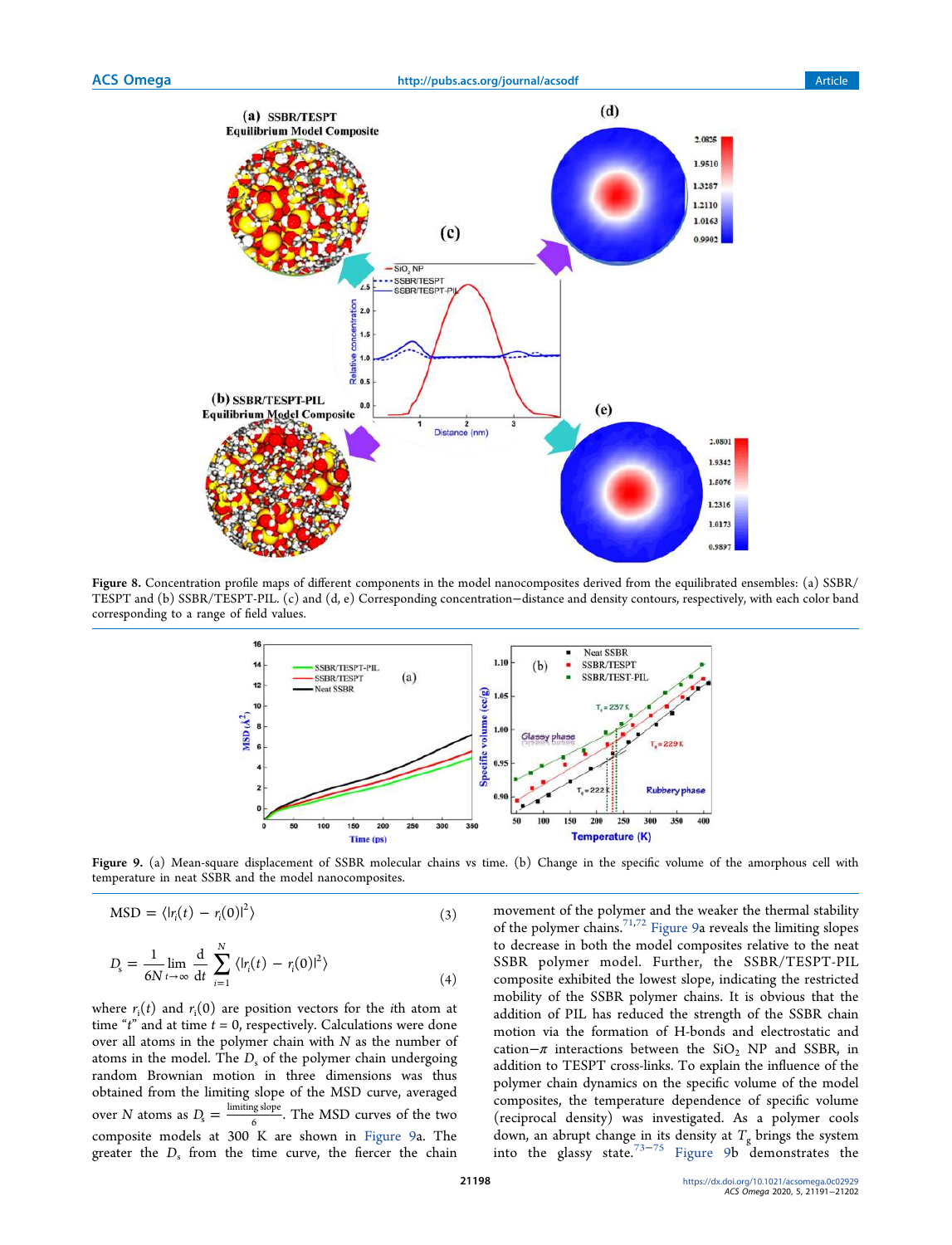Figure 8. Concentration profile maps of different components in the model nanocomposites derived from the equilibrated ensembles: (a) SSBR/TESPT and (b) SSBR/TESPT-PIL. (c) and (d, e) Corresponding concentration−distance and density contours, respectively, with each color band corresponding to a range of field values.

Figure 9. (a) Mean-square displacement of SSBR molecular chains vs time. (b) Change in the specific volume of the amorphous cell with temperature in neat SSBR and the model nanocomposites.

$$\text{MSD} = \langle |r_i(t) - r_i(0)|^2 \rangle \tag{3}$$

$$D_s = \frac{1}{6N} \lim_{t\to\infty} \frac{\mathrm{d}}{\mathrm{d}t} \sum_{i=1}^{N} \langle |r_i(t) - r_i(0)|^2 \rangle \tag{4}$$

where $r_i(t)$ and $r_i(0)$ are position vectors for the $i$th atom at time "$t$" and at time $t = 0$, respectively. Calculations were done over all atoms in the polymer chain with $N$ as the number of atoms in the model. The $D_s$ of the polymer chain undergoing random Brownian motion in three dimensions was thus obtained from the limiting slope of the MSD curve, averaged over $N$ atoms as $D_s = \frac{\text{limiting slope}}{6}$. The MSD curves of the two composite models at 300 K are shown in Figure 9a. The greater the $D_s$ from the time curve, the fiercer the chain movement of the polymer and the weaker the thermal stability of the polymer chains.[71,72] Figure 9a reveals the limiting slopes to decrease in both the model composites relative to the neat SSBR polymer model. Further, the SSBR/TESPT-PIL composite exhibited the lowest slope, indicating the restricted mobility of the SSBR polymer chains. It is obvious that the addition of PIL has reduced the strength of the SSBR chain motion via the formation of H-bonds and electrostatic and cation−π interactions between the $SiO_2$ NP and SSBR, in addition to TESPT cross-links. To explain the influence of the polymer chain dynamics on the specific volume of the model composites, the temperature dependence of specific volume (reciprocal density) was investigated. As a polymer cools down, an abrupt change in its density at $T_g$ brings the system into the glassy state.[73−75] Figure 9b demonstrates the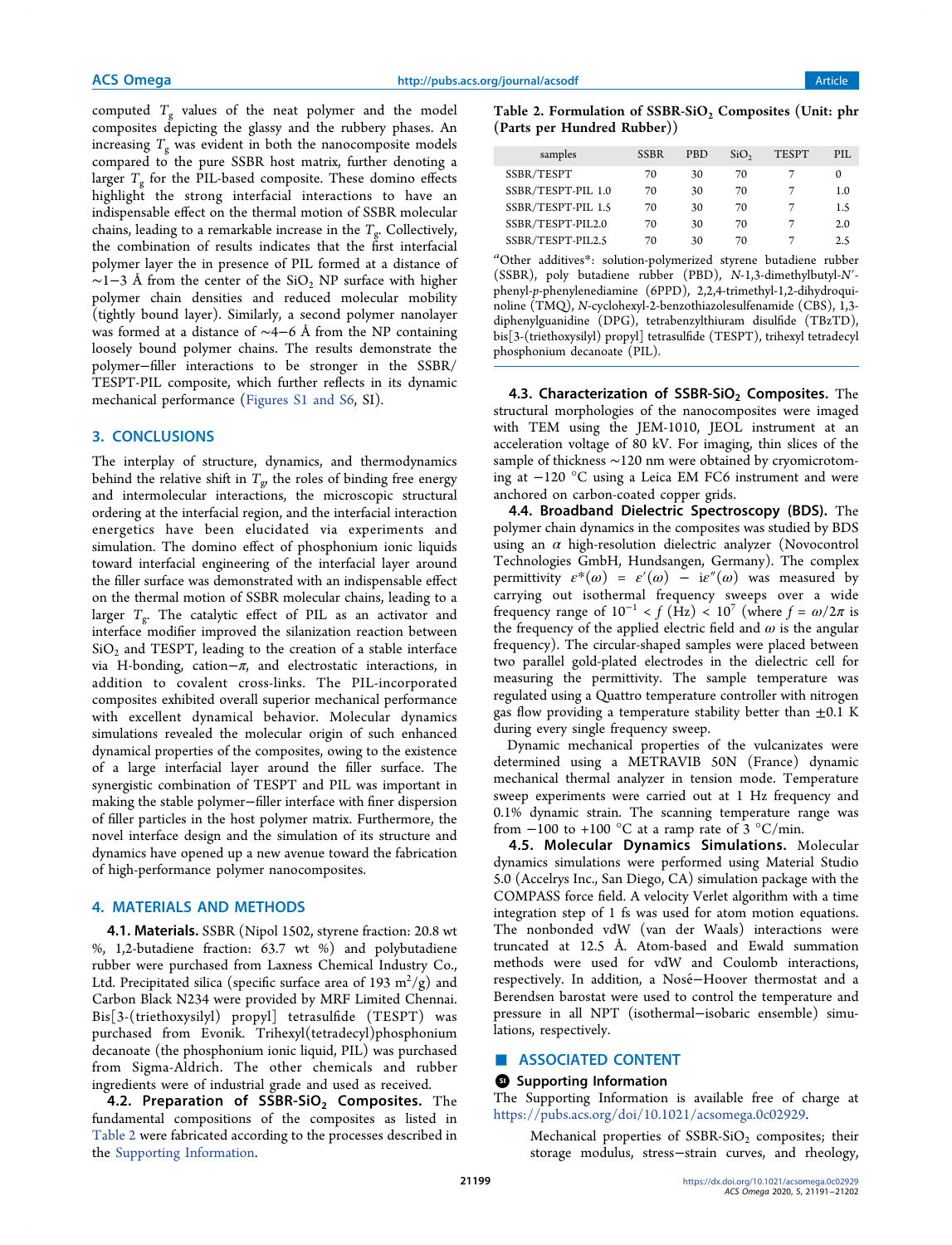computed $T_g$ values of the neat polymer and the model composites depicting the glassy and the rubbery phases. An increasing $T_g$ was evident in both the nanocomposite models compared to the pure SSBR host matrix, further denoting a larger $T_g$ for the PIL-based composite. These domino effects highlight the strong interfacial interactions to have an indispensable effect on the thermal motion of SSBR molecular chains, leading to a remarkable increase in the $T_g$. Collectively, the combination of results indicates that the first interfacial polymer layer the in presence of PIL formed at a distance of ~1−3 Å from the center of the $SiO_2$ NP surface with higher polymer chain densities and reduced molecular mobility (tightly bound layer). Similarly, a second polymer nanolayer was formed at a distance of ~4−6 Å from the NP containing loosely bound polymer chains. The results demonstrate the polymer−filler interactions to be stronger in the SSBR/TESPT-PIL composite, which further reflects in its dynamic mechanical performance (Figures S1 and S6, SI).

## 3. CONCLUSIONS

The interplay of structure, dynamics, and thermodynamics behind the relative shift in $T_g$, the roles of binding free energy and intermolecular interactions, the microscopic structural ordering at the interfacial region, and the interfacial interaction energetics have been elucidated via experiments and simulation. The domino effect of phosphonium ionic liquids toward interfacial engineering of the interfacial layer around the filler surface was demonstrated with an indispensable effect on the thermal motion of SSBR molecular chains, leading to a larger $T_g$. The catalytic effect of PIL as an activator and interface modifier improved the silanization reaction between $SiO_2$ and TESPT, leading to the creation of a stable interface via H-bonding, cation−π, and electrostatic interactions, in addition to covalent cross-links. The PIL-incorporated composites exhibited overall superior mechanical performance with excellent dynamical behavior. Molecular dynamics simulations revealed the molecular origin of such enhanced dynamical properties of the composites, owing to the existence of a large interfacial layer around the filler surface. The synergistic combination of TESPT and PIL was important in making the stable polymer−filler interface with finer dispersion of filler particles in the host polymer matrix. Furthermore, the novel interface design and the simulation of its structure and dynamics have opened up a new avenue toward the fabrication of high-performance polymer nanocomposites.

## 4. MATERIALS AND METHODS

**4.1. Materials.** SSBR (Nipol 1502, styrene fraction: 20.8 wt %, 1,2-butadiene fraction: 63.7 wt %) and polybutadiene rubber were purchased from Laxness Chemical Industry Co., Ltd. Precipitated silica (specific surface area of 193 $m^2/g$) and Carbon Black N234 were provided by MRF Limited Chennai. Bis[3-(triethoxysilyl) propyl] tetrasulfide (TESPT) was purchased from Evonik. Trihexyl(tetradecyl)phosphonium decanoate (the phosphonium ionic liquid, PIL) was purchased from Sigma-Aldrich. The other chemicals and rubber ingredients were of industrial grade and used as received.

**4.2. Preparation of SSBR-$SiO_2$ Composites.** The fundamental compositions of the composites as listed in Table 2 were fabricated according to the processes described in the Supporting Information.

**Table 2. Formulation of SSBR-$SiO_2$ Composites (Unit: phr (Parts per Hundred Rubber))**

| samples | SSBR | PBD | $SiO_2$ | TESPT | PIL |
|---|---|---|---|---|---|
| SSBR/TESPT | 70 | 30 | 70 | 7 | 0 |
| SSBR/TESPT-PIL 1.0 | 70 | 30 | 70 | 7 | 1.0 |
| SSBR/TESPT-PIL 1.5 | 70 | 30 | 70 | 7 | 1.5 |
| SSBR/TESPT-PIL2.0 | 70 | 30 | 70 | 7 | 2.0 |
| SSBR/TESPT-PIL2.5 | 70 | 30 | 70 | 7 | 2.5 |

[a]Other additives*: solution-polymerized styrene butadiene rubber (SSBR), poly butadiene rubber (PBD), N-1,3-dimethylbutyl-N′-phenyl-p-phenylenediamine (6PPD), 2,2,4-trimethyl-1,2-dihydroquinoline (TMQ), N-cyclohexyl-2-benzothiazolesulfenamide (CBS), 1,3-diphenylguanidine (DPG), tetrabenzylthiuram disulfide (TBzTD), bis[3-(triethoxysilyl) propyl] tetrasulfide (TESPT), trihexyl tetradecyl phosphonium decanoate (PIL).

**4.3. Characterization of SSBR-$SiO_2$ Composites.** The structural morphologies of the nanocomposites were imaged with TEM using the JEM-1010, JEOL instrument at an acceleration voltage of 80 kV. For imaging, thin slices of the sample of thickness ~120 nm were obtained by cryomicrotoming at −120 °C using a Leica EM FC6 instrument and were anchored on carbon-coated copper grids.

**4.4. Broadband Dielectric Spectroscopy (BDS).** The polymer chain dynamics in the composites was studied by BDS using an α high-resolution dielectric analyzer (Novocontrol Technologies GmbH, Hundsangen, Germany). The complex permittivity $\varepsilon^*(\omega) = \varepsilon'(\omega) - i\varepsilon''(\omega)$ was measured by carrying out isothermal frequency sweeps over a wide frequency range of $10^{-1} < f$ (Hz) $< 10^7$ (where $f = \omega/2\pi$ is the frequency of the applied electric field and $\omega$ is the angular frequency). The circular-shaped samples were placed between two parallel gold-plated electrodes in the dielectric cell for measuring the permittivity. The sample temperature was regulated using a Quattro temperature controller with nitrogen gas flow providing a temperature stability better than ±0.1 K during every single frequency sweep.

Dynamic mechanical properties of the vulcanizates were determined using a METRAVIB 50N (France) dynamic mechanical thermal analyzer in tension mode. Temperature sweep experiments were carried out at 1 Hz frequency and 0.1% dynamic strain. The scanning temperature range was from −100 to +100 °C at a ramp rate of 3 °C/min.

**4.5. Molecular Dynamics Simulations.** Molecular dynamics simulations were performed using Material Studio 5.0 (Accelrys Inc., San Diego, CA) simulation package with the COMPASS force field. A velocity Verlet algorithm with a time integration step of 1 fs was used for atom motion equations. The nonbonded vdW (van der Waals) interactions were truncated at 12.5 Å. Atom-based and Ewald summation methods were used for vdW and Coulomb interactions, respectively. In addition, a Nosé−Hoover thermostat and a Berendsen barostat were used to control the temperature and pressure in all NPT (isothermal−isobaric ensemble) simulations, respectively.

## ASSOCIATED CONTENT

### Supporting Information

The Supporting Information is available free of charge at https://pubs.acs.org/doi/10.1021/acsomega.0c02929.

Mechanical properties of SSBR-$SiO_2$ composites; their storage modulus, stress−strain curves, and rheology,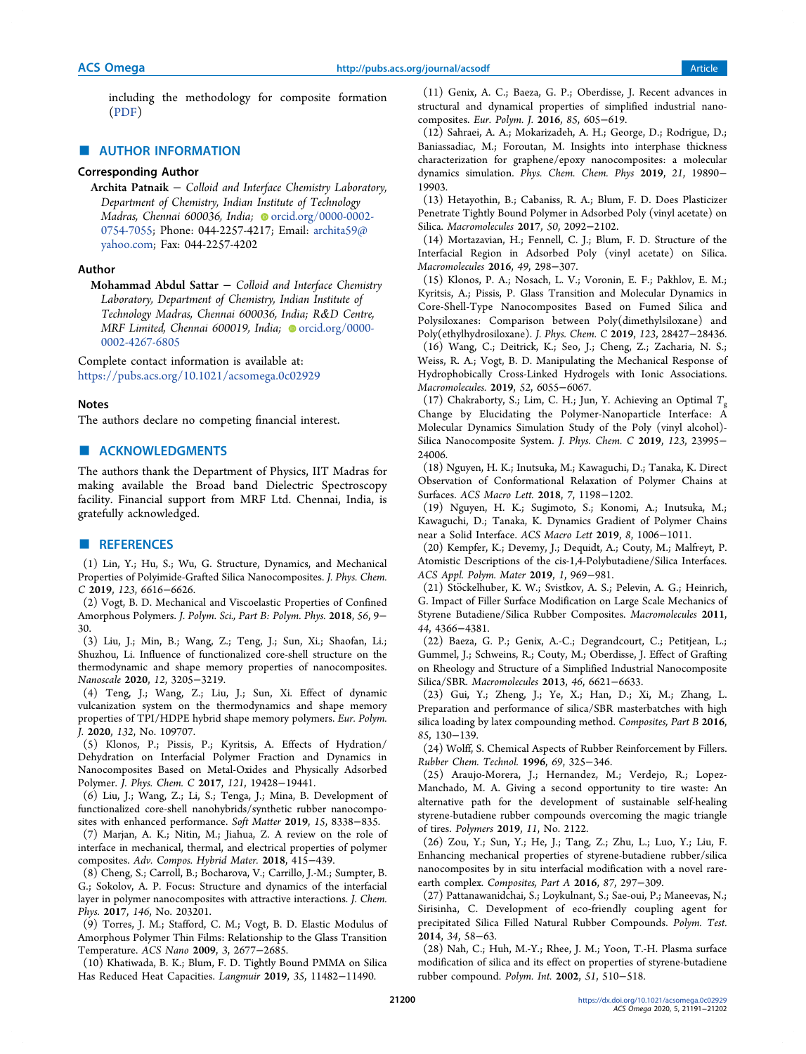including the methodology for composite formation (PDF)

## ■ AUTHOR INFORMATION

### Corresponding Author

**Archita Patnaik** − *Colloid and Interface Chemistry Laboratory, Department of Chemistry, Indian Institute of Technology Madras, Chennai 600036, India*; orcid.org/0000-0002-0754-7055; Phone: 044-2257-4217; Email: archita59@yahoo.com; Fax: 044-2257-4202

### Author

**Mohammad Abdul Sattar** − *Colloid and Interface Chemistry Laboratory, Department of Chemistry, Indian Institute of Technology Madras, Chennai 600036, India; R&D Centre, MRF Limited, Chennai 600019, India*; orcid.org/0000-0002-4267-6805

Complete contact information is available at: https://pubs.acs.org/10.1021/acsomega.0c02929

### Notes

The authors declare no competing financial interest.

## ■ ACKNOWLEDGMENTS

The authors thank the Department of Physics, IIT Madras for making available the Broad band Dielectric Spectroscopy facility. Financial support from MRF Ltd. Chennai, India, is gratefully acknowledged.

## ■ REFERENCES

(1) Lin, Y.; Hu, S.; Wu, G. Structure, Dynamics, and Mechanical Properties of Polyimide-Grafted Silica Nanocomposites. *J. Phys. Chem. C* **2019**, *123*, 6616−6626.

(2) Vogt, B. D. Mechanical and Viscoelastic Properties of Confined Amorphous Polymers. *J. Polym. Sci., Part B: Polym. Phys.* **2018**, *56*, 9−30.

(3) Liu, J.; Min, B.; Wang, Z.; Teng, J.; Sun, Xi.; Shaofan, Li.; Shuzhou, Li. Influence of functionalized core-shell structure on the thermodynamic and shape memory properties of nanocomposites. *Nanoscale* **2020**, *12*, 3205−3219.

(4) Teng, J.; Wang, Z.; Liu, J.; Sun, Xi. Effect of dynamic vulcanization system on the thermodynamics and shape memory properties of TPI/HDPE hybrid shape memory polymers. *Eur. Polym. J.* **2020**, *132*, No. 109707.

(5) Klonos, P.; Pissis, P.; Kyritsis, A. Effects of Hydration/Dehydration on Interfacial Polymer Fraction and Dynamics in Nanocomposites Based on Metal-Oxides and Physically Adsorbed Polymer. *J. Phys. Chem. C* **2017**, *121*, 19428−19441.

(6) Liu, J.; Wang, Z.; Li, S.; Tenga, J.; Mina, B. Development of functionalized core-shell nanohybrids/synthetic rubber nanocomposites with enhanced performance. *Soft Matter* **2019**, *15*, 8338−835.

(7) Marjan, A. K.; Nitin, M.; Jiahua, Z. A review on the role of interface in mechanical, thermal, and electrical properties of polymer composites. *Adv. Compos. Hybrid Mater.* **2018**, 415−439.

(8) Cheng, S.; Carroll, B.; Bocharova, V.; Carrillo, J.-M.; Sumpter, B. G.; Sokolov, A. P. Focus: Structure and dynamics of the interfacial layer in polymer nanocomposites with attractive interactions. *J. Chem. Phys.* **2017**, *146*, No. 203201.

(9) Torres, J. M.; Stafford, C. M.; Vogt, B. D. Elastic Modulus of Amorphous Polymer Thin Films: Relationship to the Glass Transition Temperature. *ACS Nano* **2009**, *3*, 2677−2685.

(10) Khatiwada, B. K.; Blum, F. D. Tightly Bound PMMA on Silica Has Reduced Heat Capacities. *Langmuir* **2019**, *35*, 11482−11490.

(11) Genix, A. C.; Baeza, G. P.; Oberdisse, J. Recent advances in structural and dynamical properties of simplified industrial nanocomposites. *Eur. Polym. J.* **2016**, *85*, 605−619.

(12) Sahraei, A. A.; Mokarizadeh, A. H.; George, D.; Rodrigue, D.; Baniassadiac, M.; Foroutan, M. Insights into interphase thickness characterization for graphene/epoxy nanocomposites: a molecular dynamics simulation. *Phys. Chem. Chem. Phys* **2019**, *21*, 19890−19903.

(13) Hetayothin, B.; Cabaniss, R. A.; Blum, F. D. Does Plasticizer Penetrate Tightly Bound Polymer in Adsorbed Poly (vinyl acetate) on Silica. *Macromolecules* **2017**, *50*, 2092−2102.

(14) Mortazavian, H.; Fennell, C. J.; Blum, F. D. Structure of the Interfacial Region in Adsorbed Poly (vinyl acetate) on Silica. *Macromolecules* **2016**, *49*, 298−307.

(15) Klonos, P. A.; Nosach, L. V.; Voronin, E. F.; Pakhlov, E. M.; Kyritsis, A.; Pissis, P. Glass Transition and Molecular Dynamics in Core-Shell-Type Nanocomposites Based on Fumed Silica and Polysiloxanes: Comparison between Poly(dimethylsiloxane) and Poly(ethylhydrosiloxane). *J. Phys. Chem. C* **2019**, *123*, 28427−28436.

(16) Wang, C.; Deitrick, K.; Seo, J.; Cheng, Z.; Zacharia, N. S.; Weiss, R. A.; Vogt, B. D. Manipulating the Mechanical Response of Hydrophobically Cross-Linked Hydrogels with Ionic Associations. *Macromolecules.* **2019**, *52*, 6055−6067.

(17) Chakraborty, S.; Lim, C. H.; Jun, Y. Achieving an Optimal $T_g$ Change by Elucidating the Polymer-Nanoparticle Interface: A Molecular Dynamics Simulation Study of the Poly (vinyl alcohol)-Silica Nanocomposite System. *J. Phys. Chem. C* **2019**, *123*, 23995−24006.

(18) Nguyen, H. K.; Inutsuka, M.; Kawaguchi, D.; Tanaka, K. Direct Observation of Conformational Relaxation of Polymer Chains at Surfaces. *ACS Macro Lett.* **2018**, *7*, 1198−1202.

(19) Nguyen, H. K.; Sugimoto, S.; Konomi, A.; Inutsuka, M.; Kawaguchi, D.; Tanaka, K. Dynamics Gradient of Polymer Chains near a Solid Interface. *ACS Macro Lett* **2019**, *8*, 1006−1011.

(20) Kempfer, K.; Devemy, J.; Dequidt, A.; Couty, M.; Malfreyt, P. Atomistic Descriptions of the cis-1,4-Polybutadiene/Silica Interfaces. *ACS Appl. Polym. Mater* **2019**, *1*, 969−981.

(21) Stöckelhuber, K. W.; Svistkov, A. S.; Pelevin, A. G.; Heinrich, G. Impact of Filler Surface Modification on Large Scale Mechanics of Styrene Butadiene/Silica Rubber Composites. *Macromolecules* **2011**, *44*, 4366−4381.

(22) Baeza, G. P.; Genix, A.-C.; Degrandcourt, C.; Petitjean, L.; Gummel, J.; Schweins, R.; Couty, M.; Oberdisse, J. Effect of Grafting on Rheology and Structure of a Simplified Industrial Nanocomposite Silica/SBR. *Macromolecules* **2013**, *46*, 6621−6633.

(23) Gui, Y.; Zheng, J.; Ye, X.; Han, D.; Xi, M.; Zhang, L. Preparation and performance of silica/SBR masterbatches with high silica loading by latex compounding method. *Composites, Part B* **2016**, *85*, 130−139.

(24) Wolff, S. Chemical Aspects of Rubber Reinforcement by Fillers. *Rubber Chem. Technol.* **1996**, *69*, 325−346.

(25) Araujo-Morera, J.; Hernandez, M.; Verdejo, R.; Lopez-Manchado, M. A. Giving a second opportunity to tire waste: An alternative path for the development of sustainable self-healing styrene-butadiene rubber compounds overcoming the magic triangle of tires. *Polymers* **2019**, *11*, No. 2122.

(26) Zou, Y.; Sun, Y.; He, J.; Tang, Z.; Zhu, L.; Luo, Y.; Liu, F. Enhancing mechanical properties of styrene-butadiene rubber/silica nanocomposites by in situ interfacial modification with a novel rare-earth complex. *Composites, Part A* **2016**, *87*, 297−309.

(27) Pattanawanidchai, S.; Loykulnant, S.; Sae-oui, P.; Maneevas, N.; Sirisinha, C. Development of eco-friendly coupling agent for precipitated Silica Filled Natural Rubber Compounds. *Polym. Test.* **2014**, *34*, 58−63.

(28) Nah, C.; Huh, M.-Y.; Rhee, J. M.; Yoon, T.-H. Plasma surface modification of silica and its effect on properties of styrene-butadiene rubber compound. *Polym. Int.* **2002**, *51*, 510−518.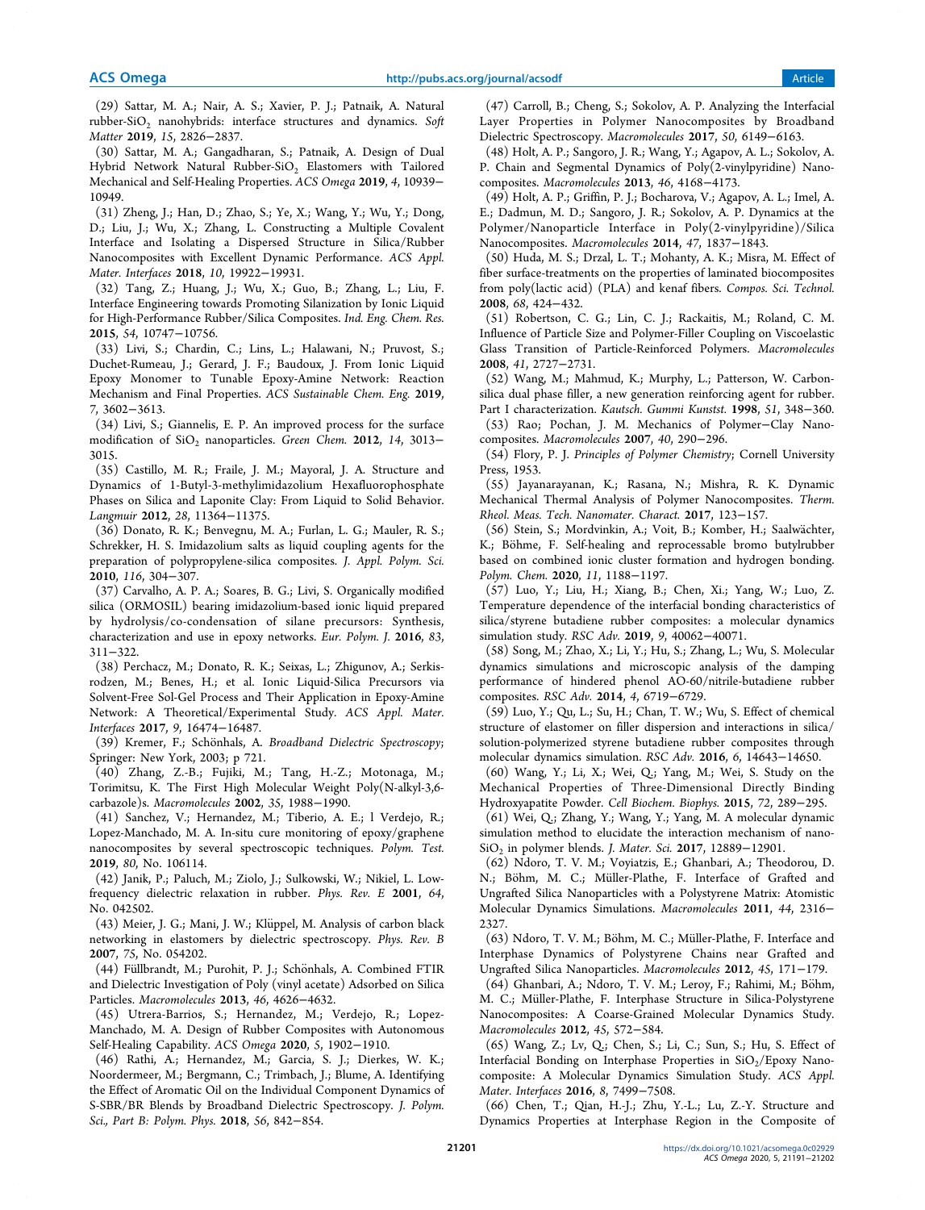(29) Sattar, M. A.; Nair, A. S.; Xavier, P. J.; Patnaik, A. Natural rubber-$SiO_2$ nanohybrids: interface structures and dynamics. *Soft Matter* **2019**, *15*, 2826−2837.

(30) Sattar, M. A.; Gangadharan, S.; Patnaik, A. Design of Dual Hybrid Network Natural Rubber-$SiO_2$ Elastomers with Tailored Mechanical and Self-Healing Properties. *ACS Omega* **2019**, *4*, 10939−10949.

(31) Zheng, J.; Han, D.; Zhao, S.; Ye, X.; Wang, Y.; Wu, Y.; Dong, D.; Liu, J.; Wu, X.; Zhang, L. Constructing a Multiple Covalent Interface and Isolating a Dispersed Structure in Silica/Rubber Nanocomposites with Excellent Dynamic Performance. *ACS Appl. Mater. Interfaces* **2018**, *10*, 19922−19931.

(32) Tang, Z.; Huang, J.; Wu, X.; Guo, B.; Zhang, L.; Liu, F. Interface Engineering towards Promoting Silanization by Ionic Liquid for High-Performance Rubber/Silica Composites. *Ind. Eng. Chem. Res.* **2015**, *54*, 10747−10756.

(33) Livi, S.; Chardin, C.; Lins, L.; Halawani, N.; Pruvost, S.; Duchet-Rumeau, J.; Gerard, J. F.; Baudoux, J. From Ionic Liquid Epoxy Monomer to Tunable Epoxy-Amine Network: Reaction Mechanism and Final Properties. *ACS Sustainable Chem. Eng.* **2019**, *7*, 3602−3613.

(34) Livi, S.; Giannelis, E. P. An improved process for the surface modification of $SiO_2$ nanoparticles. *Green Chem.* **2012**, *14*, 3013−3015.

(35) Castillo, M. R.; Fraile, J. M.; Mayoral, J. A. Structure and Dynamics of 1-Butyl-3-methylimidazolium Hexafluorophosphate Phases on Silica and Laponite Clay: From Liquid to Solid Behavior. *Langmuir* **2012**, *28*, 11364−11375.

(36) Donato, R. K.; Benvegnu, M. A.; Furlan, L. G.; Mauler, R. S.; Schrekker, H. S. Imidazolium salts as liquid coupling agents for the preparation of polypropylene-silica composites. *J. Appl. Polym. Sci.* **2010**, *116*, 304−307.

(37) Carvalho, A. P. A.; Soares, B. G.; Livi, S. Organically modified silica (ORMOSIL) bearing imidazolium-based ionic liquid prepared by hydrolysis/co-condensation of silane precursors: Synthesis, characterization and use in epoxy networks. *Eur. Polym. J.* **2016**, *83*, 311−322.

(38) Perchacz, M.; Donato, R. K.; Seixas, L.; Zhigunov, A.; Serkis-rodzen, M.; Benes, H.; et al. Ionic Liquid-Silica Precursors via Solvent-Free Sol-Gel Process and Their Application in Epoxy-Amine Network: A Theoretical/Experimental Study. *ACS Appl. Mater. Interfaces* **2017**, *9*, 16474−16487.

(39) Kremer, F.; Schönhals, A. *Broadband Dielectric Spectroscopy*; Springer: New York, 2003; p 721.

(40) Zhang, Z.-B.; Fujiki, M.; Tang, H.-Z.; Motonaga, M.; Torimitsu, K. The First High Molecular Weight Poly(N-alkyl-3,6-carbazole)s. *Macromolecules* **2002**, *35*, 1988−1990.

(41) Sanchez, V.; Hernandez, M.; Tiberio, A. E.; l Verdejo, R.; Lopez-Manchado, M. A. In-situ cure monitoring of epoxy/graphene nanocomposites by several spectroscopic techniques. *Polym. Test.* **2019**, *80*, No. 106114.

(42) Janik, P.; Paluch, M.; Ziolo, J.; Sulkowski, W.; Nikiel, L. Low-frequency dielectric relaxation in rubber. *Phys. Rev. E* **2001**, *64*, No. 042502.

(43) Meier, J. G.; Mani, J. W.; Klüppel, M. Analysis of carbon black networking in elastomers by dielectric spectroscopy. *Phys. Rev. B* **2007**, *75*, No. 054202.

(44) Füllbrandt, M.; Purohit, P. J.; Schönhals, A. Combined FTIR and Dielectric Investigation of Poly (vinyl acetate) Adsorbed on Silica Particles. *Macromolecules* **2013**, *46*, 4626−4632.

(45) Utrera-Barrios, S.; Hernandez, M.; Verdejo, R.; Lopez-Manchado, M. A. Design of Rubber Composites with Autonomous Self-Healing Capability. *ACS Omega* **2020**, *5*, 1902−1910.

(46) Rathi, A.; Hernandez, M.; Garcia, S. J.; Dierkes, W. K.; Noordermeer, M.; Bergmann, C.; Trimbach, J.; Blume, A. Identifying the Effect of Aromatic Oil on the Individual Component Dynamics of S-SBR/BR Blends by Broadband Dielectric Spectroscopy. *J. Polym. Sci., Part B: Polym. Phys.* **2018**, *56*, 842−854.

(47) Carroll, B.; Cheng, S.; Sokolov, A. P. Analyzing the Interfacial Layer Properties in Polymer Nanocomposites by Broadband Dielectric Spectroscopy. *Macromolecules* **2017**, *50*, 6149−6163.

(48) Holt, A. P.; Sangoro, J. R.; Wang, Y.; Agapov, A. L.; Sokolov, A. P. Chain and Segmental Dynamics of Poly(2-vinylpyridine) Nanocomposites. *Macromolecules* **2013**, *46*, 4168−4173.

(49) Holt, A. P.; Griffin, P. J.; Bocharova, V.; Agapov, A. L.; Imel, A. E.; Dadmun, M. D.; Sangoro, J. R.; Sokolov, A. P. Dynamics at the Polymer/Nanoparticle Interface in Poly(2-vinylpyridine)/Silica Nanocomposites. *Macromolecules* **2014**, *47*, 1837−1843.

(50) Huda, M. S.; Drzal, L. T.; Mohanty, A. K.; Misra, M. Effect of fiber surface-treatments on the properties of laminated biocomposites from poly(lactic acid) (PLA) and kenaf fibers. *Compos. Sci. Technol.* **2008**, *68*, 424−432.

(51) Robertson, C. G.; Lin, C. J.; Rackaitis, M.; Roland, C. M. Influence of Particle Size and Polymer-Filler Coupling on Viscoelastic Glass Transition of Particle-Reinforced Polymers. *Macromolecules* **2008**, *41*, 2727−2731.

(52) Wang, M.; Mahmud, K.; Murphy, L.; Patterson, W. Carbon-silica dual phase filler, a new generation reinforcing agent for rubber. Part I characterization. *Kautsch. Gummi Kunstst.* **1998**, *51*, 348−360.

(53) Rao; Pochan, J. M. Mechanics of Polymer−Clay Nanocomposites. *Macromolecules* **2007**, *40*, 290−296.

(54) Flory, P. J. *Principles of Polymer Chemistry*; Cornell University Press, 1953.

(55) Jayanarayanan, K.; Rasana, N.; Mishra, R. K. Dynamic Mechanical Thermal Analysis of Polymer Nanocomposites. *Therm. Rheol. Meas. Tech. Nanomater. Charact.* **2017**, 123−157.

(56) Stein, S.; Mordvinkin, A.; Voit, B.; Komber, H.; Saalwächter, K.; Böhme, F. Self-healing and reprocessable bromo butylrubber based on combined ionic cluster formation and hydrogen bonding. *Polym. Chem.* **2020**, *11*, 1188−1197.

(57) Luo, Y.; Liu, H.; Xiang, B.; Chen, Xi.; Yang, W.; Luo, Z. Temperature dependence of the interfacial bonding characteristics of silica/styrene butadiene rubber composites: a molecular dynamics simulation study. *RSC Adv.* **2019**, *9*, 40062−40071.

(58) Song, M.; Zhao, X.; Li, Y.; Hu, S.; Zhang, L.; Wu, S. Molecular dynamics simulations and microscopic analysis of the damping performance of hindered phenol AO-60/nitrile-butadiene rubber composites. *RSC Adv.* **2014**, *4*, 6719−6729.

(59) Luo, Y.; Qu, L.; Su, H.; Chan, T. W.; Wu, S. Effect of chemical structure of elastomer on filler dispersion and interactions in silica/solution-polymerized styrene butadiene rubber composites through molecular dynamics simulation. *RSC Adv.* **2016**, *6*, 14643−14650.

(60) Wang, Y.; Li, X.; Wei, Q.; Yang, M.; Wei, S. Study on the Mechanical Properties of Three-Dimensional Directly Binding Hydroxyapatite Powder. *Cell Biochem. Biophys.* **2015**, *72*, 289−295.

(61) Wei, Q.; Zhang, Y.; Wang, Y.; Yang, M. A molecular dynamic simulation method to elucidate the interaction mechanism of nano-$SiO_2$ in polymer blends. *J. Mater. Sci.* **2017**, 12889−12901.

(62) Ndoro, T. V. M.; Voyiatzis, E.; Ghanbari, A.; Theodorou, D. N.; Böhm, M. C.; Müller-Plathe, F. Interface of Grafted and Ungrafted Silica Nanoparticles with a Polystyrene Matrix: Atomistic Molecular Dynamics Simulations. *Macromolecules* **2011**, *44*, 2316−2327.

(63) Ndoro, T. V. M.; Böhm, M. C.; Müller-Plathe, F. Interface and Interphase Dynamics of Polystyrene Chains near Grafted and Ungrafted Silica Nanoparticles. *Macromolecules* **2012**, *45*, 171−179.

(64) Ghanbari, A.; Ndoro, T. V. M.; Leroy, F.; Rahimi, M.; Böhm, M. C.; Müller-Plathe, F. Interphase Structure in Silica-Polystyrene Nanocomposites: A Coarse-Grained Molecular Dynamics Study. *Macromolecules* **2012**, *45*, 572−584.

(65) Wang, Z.; Lv, Q.; Chen, S.; Li, C.; Sun, S.; Hu, S. Effect of Interfacial Bonding on Interphase Properties in $SiO_2$/Epoxy Nanocomposite: A Molecular Dynamics Simulation Study. *ACS Appl. Mater. Interfaces* **2016**, *8*, 7499−7508.

(66) Chen, T.; Qian, H.-J.; Zhu, Y.-L.; Lu, Z.-Y. Structure and Dynamics Properties at Interphase Region in the Composite of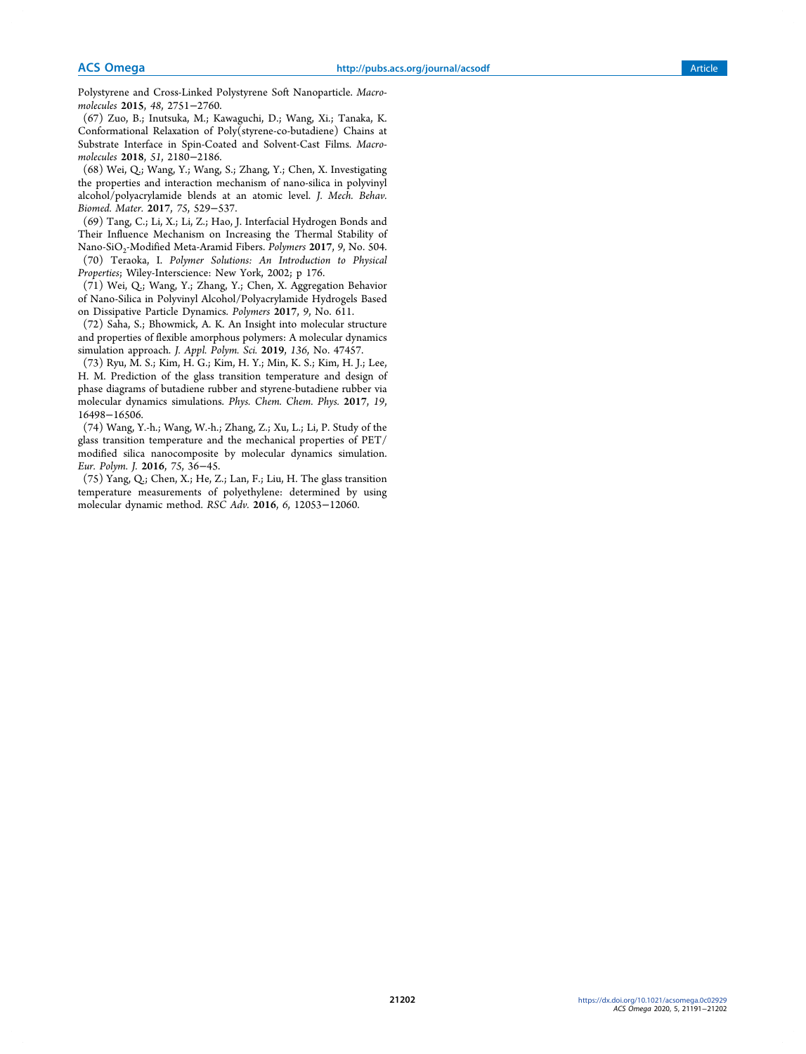Polystyrene and Cross-Linked Polystyrene Soft Nanoparticle. *Macromolecules* **2015**, *48*, 2751−2760.

(67) Zuo, B.; Inutsuka, M.; Kawaguchi, D.; Wang, Xi.; Tanaka, K. Conformational Relaxation of Poly(styrene-co-butadiene) Chains at Substrate Interface in Spin-Coated and Solvent-Cast Films. *Macromolecules* **2018**, *51*, 2180−2186.

(68) Wei, Q.; Wang, Y.; Wang, S.; Zhang, Y.; Chen, X. Investigating the properties and interaction mechanism of nano-silica in polyvinyl alcohol/polyacrylamide blends at an atomic level. *J. Mech. Behav. Biomed. Mater.* **2017**, *75*, 529−537.

(69) Tang, C.; Li, X.; Li, Z.; Hao, J. Interfacial Hydrogen Bonds and Their Influence Mechanism on Increasing the Thermal Stability of Nano-$SiO_2$-Modified Meta-Aramid Fibers. *Polymers* **2017**, *9*, No. 504.

(70) Teraoka, I. *Polymer Solutions: An Introduction to Physical Properties*; Wiley-Interscience: New York, 2002; p 176.

(71) Wei, Q.; Wang, Y.; Zhang, Y.; Chen, X. Aggregation Behavior of Nano-Silica in Polyvinyl Alcohol/Polyacrylamide Hydrogels Based on Dissipative Particle Dynamics. *Polymers* **2017**, *9*, No. 611.

(72) Saha, S.; Bhowmick, A. K. An Insight into molecular structure and properties of flexible amorphous polymers: A molecular dynamics simulation approach. *J. Appl. Polym. Sci.* **2019**, *136*, No. 47457.

(73) Ryu, M. S.; Kim, H. G.; Kim, H. Y.; Min, K. S.; Kim, H. J.; Lee, H. M. Prediction of the glass transition temperature and design of phase diagrams of butadiene rubber and styrene-butadiene rubber via molecular dynamics simulations. *Phys. Chem. Chem. Phys.* **2017**, *19*, 16498−16506.

(74) Wang, Y.-h.; Wang, W.-h.; Zhang, Z.; Xu, L.; Li, P. Study of the glass transition temperature and the mechanical properties of PET/modified silica nanocomposite by molecular dynamics simulation. *Eur. Polym. J.* **2016**, *75*, 36−45.

(75) Yang, Q.; Chen, X.; He, Z.; Lan, F.; Liu, H. The glass transition temperature measurements of polyethylene: determined by using molecular dynamic method. *RSC Adv.* **2016**, *6*, 12053−12060.